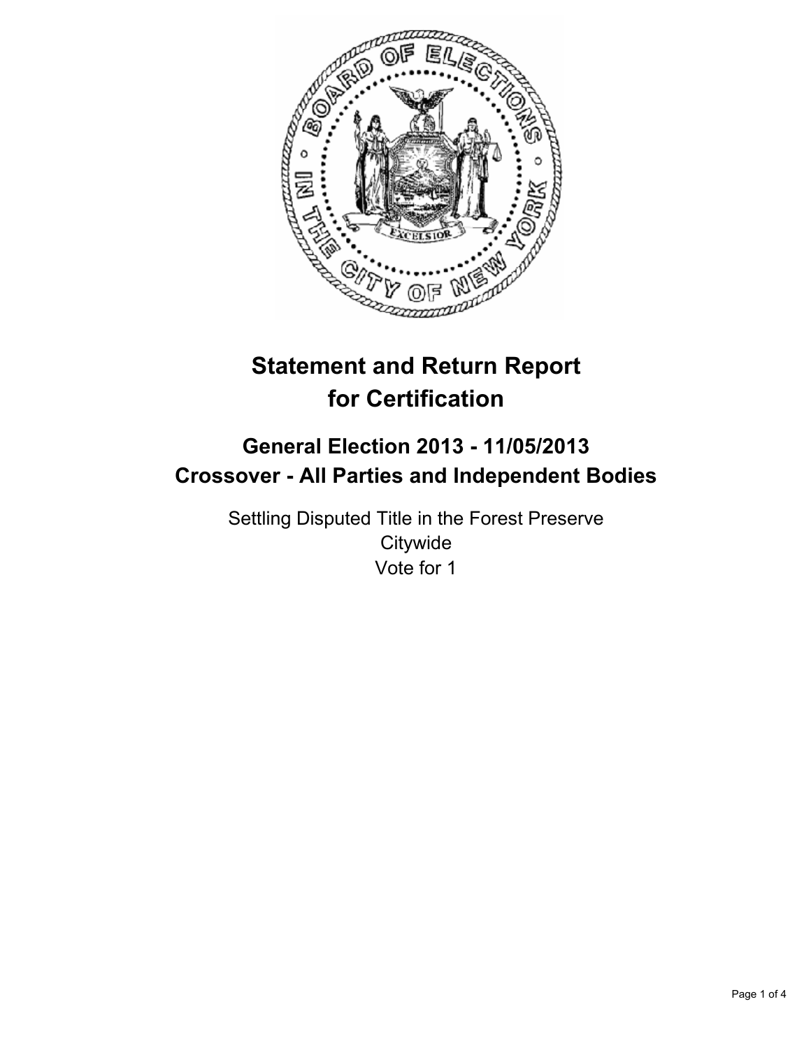# Statement and Return Report for Certification

## General Election 2013 - 11/05/2013
## Crossover - All Parties and Independent Bodies

Settling Disputed Title in the Forest Preserve
Citywide
Vote for 1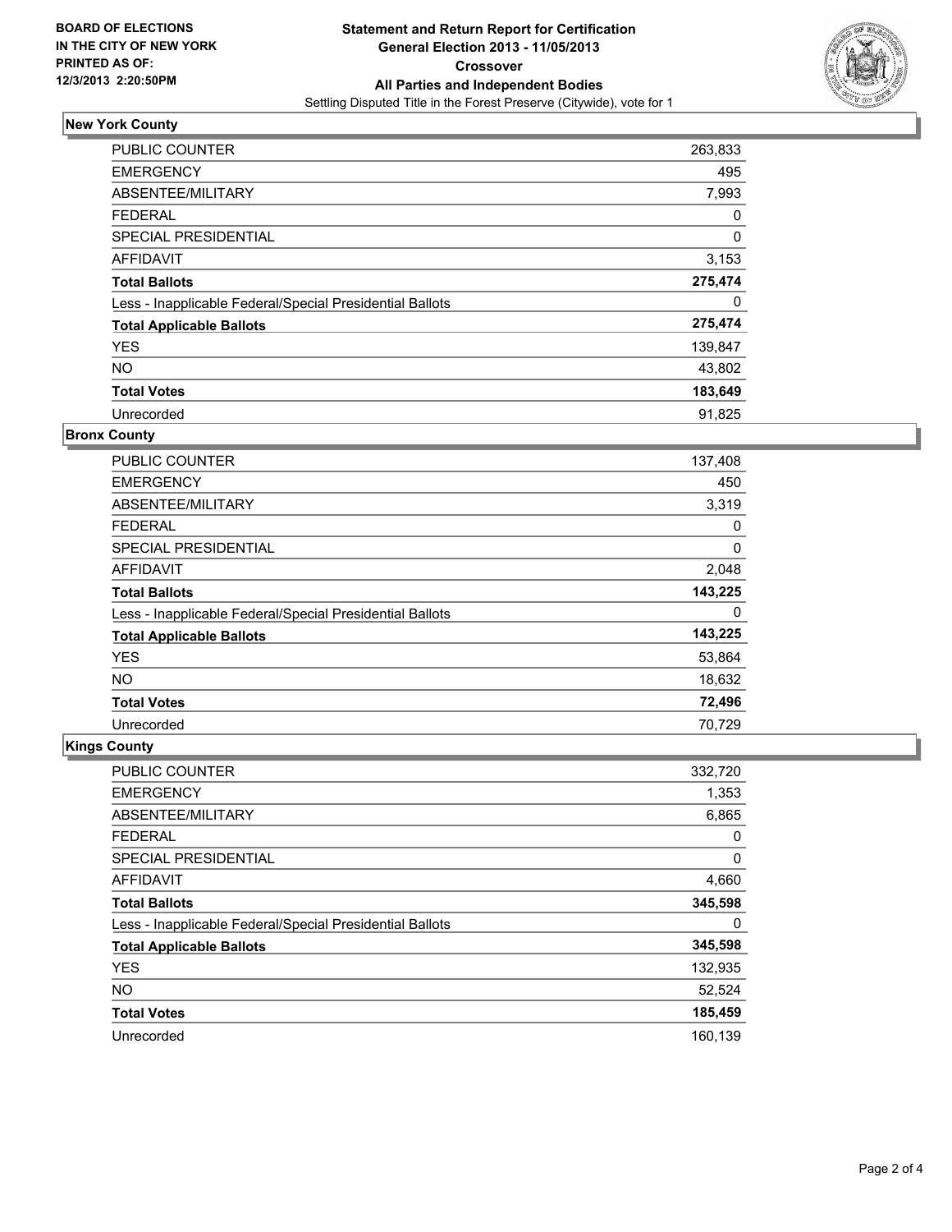**BOARD OF ELECTIONS IN THE CITY OF NEW YORK PRINTED AS OF: 12/3/2013 2:20:50PM**

# Statement and Return Report for Certification
## General Election 2013 - 11/05/2013
## Crossover
## All Parties and Independent Bodies
Settling Disputed Title in the Forest Preserve (Citywide), vote for 1

### New York County

| | |
|---|---|
| PUBLIC COUNTER | 263,833 |
| EMERGENCY | 495 |
| ABSENTEE/MILITARY | 7,993 |
| FEDERAL | 0 |
| SPECIAL PRESIDENTIAL | 0 |
| AFFIDAVIT | 3,153 |
| **Total Ballots** | **275,474** |
| Less - Inapplicable Federal/Special Presidential Ballots | 0 |
| **Total Applicable Ballots** | **275,474** |
| YES | 139,847 |
| NO | 43,802 |
| **Total Votes** | **183,649** |
| Unrecorded | 91,825 |

### Bronx County

| | |
|---|---|
| PUBLIC COUNTER | 137,408 |
| EMERGENCY | 450 |
| ABSENTEE/MILITARY | 3,319 |
| FEDERAL | 0 |
| SPECIAL PRESIDENTIAL | 0 |
| AFFIDAVIT | 2,048 |
| **Total Ballots** | **143,225** |
| Less - Inapplicable Federal/Special Presidential Ballots | 0 |
| **Total Applicable Ballots** | **143,225** |
| YES | 53,864 |
| NO | 18,632 |
| **Total Votes** | **72,496** |
| Unrecorded | 70,729 |

### Kings County

| | |
|---|---|
| PUBLIC COUNTER | 332,720 |
| EMERGENCY | 1,353 |
| ABSENTEE/MILITARY | 6,865 |
| FEDERAL | 0 |
| SPECIAL PRESIDENTIAL | 0 |
| AFFIDAVIT | 4,660 |
| **Total Ballots** | **345,598** |
| Less - Inapplicable Federal/Special Presidential Ballots | 0 |
| **Total Applicable Ballots** | **345,598** |
| YES | 132,935 |
| NO | 52,524 |
| **Total Votes** | **185,459** |
| Unrecorded | 160,139 |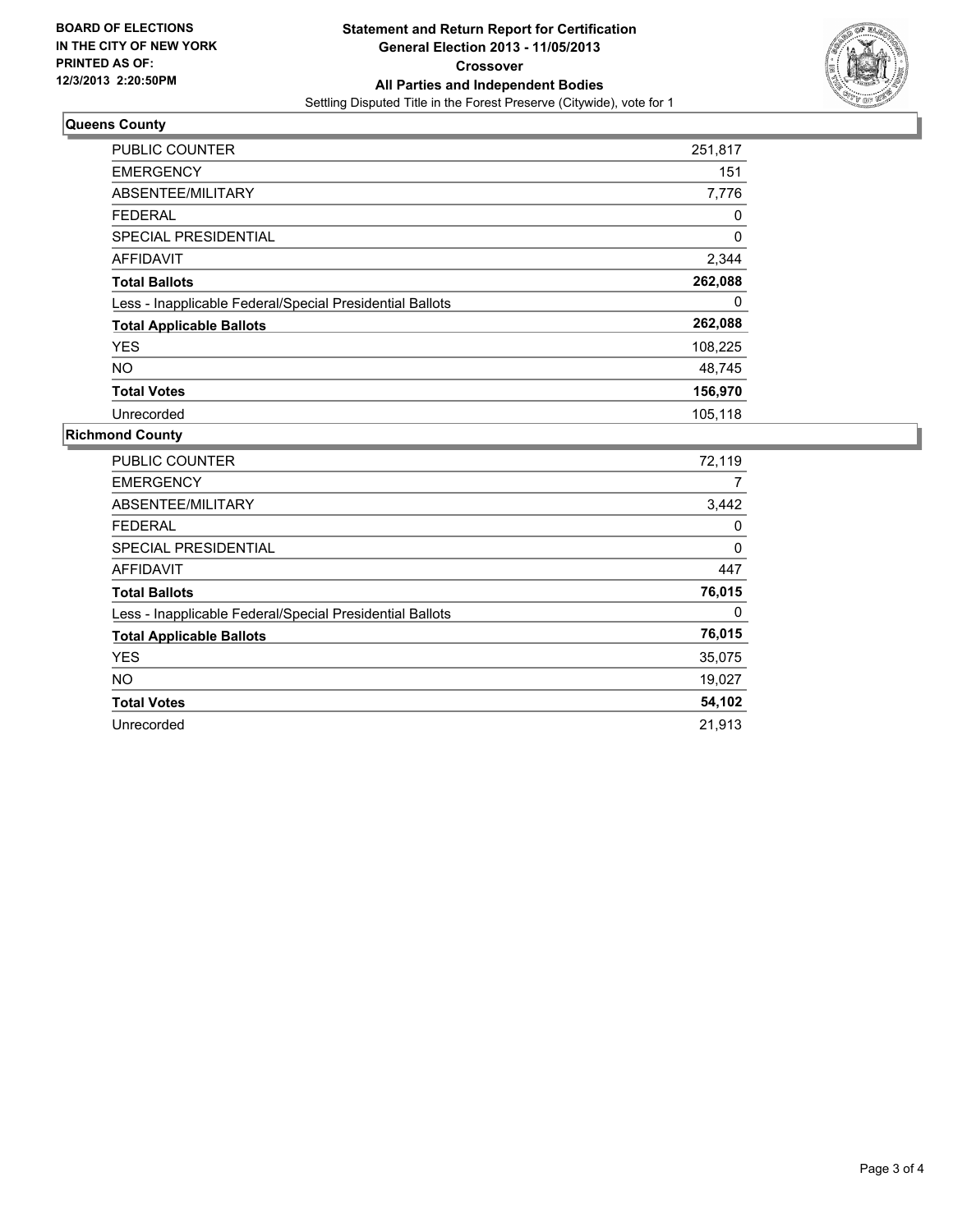**BOARD OF ELECTIONS IN THE CITY OF NEW YORK PRINTED AS OF: 12/3/2013 2:20:50PM**

**Statement and Return Report for Certification**
**General Election 2013 - 11/05/2013**
**Crossover**
**All Parties and Independent Bodies**
Settling Disputed Title in the Forest Preserve (Citywide), vote for 1

## Queens County

| | |
|---|---|
| PUBLIC COUNTER | 251,817 |
| EMERGENCY | 151 |
| ABSENTEE/MILITARY | 7,776 |
| FEDERAL | 0 |
| SPECIAL PRESIDENTIAL | 0 |
| AFFIDAVIT | 2,344 |
| **Total Ballots** | **262,088** |
| Less - Inapplicable Federal/Special Presidential Ballots | 0 |
| **Total Applicable Ballots** | **262,088** |
| YES | 108,225 |
| NO | 48,745 |
| **Total Votes** | **156,970** |
| Unrecorded | 105,118 |

## Richmond County

| | |
|---|---|
| PUBLIC COUNTER | 72,119 |
| EMERGENCY | 7 |
| ABSENTEE/MILITARY | 3,442 |
| FEDERAL | 0 |
| SPECIAL PRESIDENTIAL | 0 |
| AFFIDAVIT | 447 |
| **Total Ballots** | **76,015** |
| Less - Inapplicable Federal/Special Presidential Ballots | 0 |
| **Total Applicable Ballots** | **76,015** |
| YES | 35,075 |
| NO | 19,027 |
| **Total Votes** | **54,102** |
| Unrecorded | 21,913 |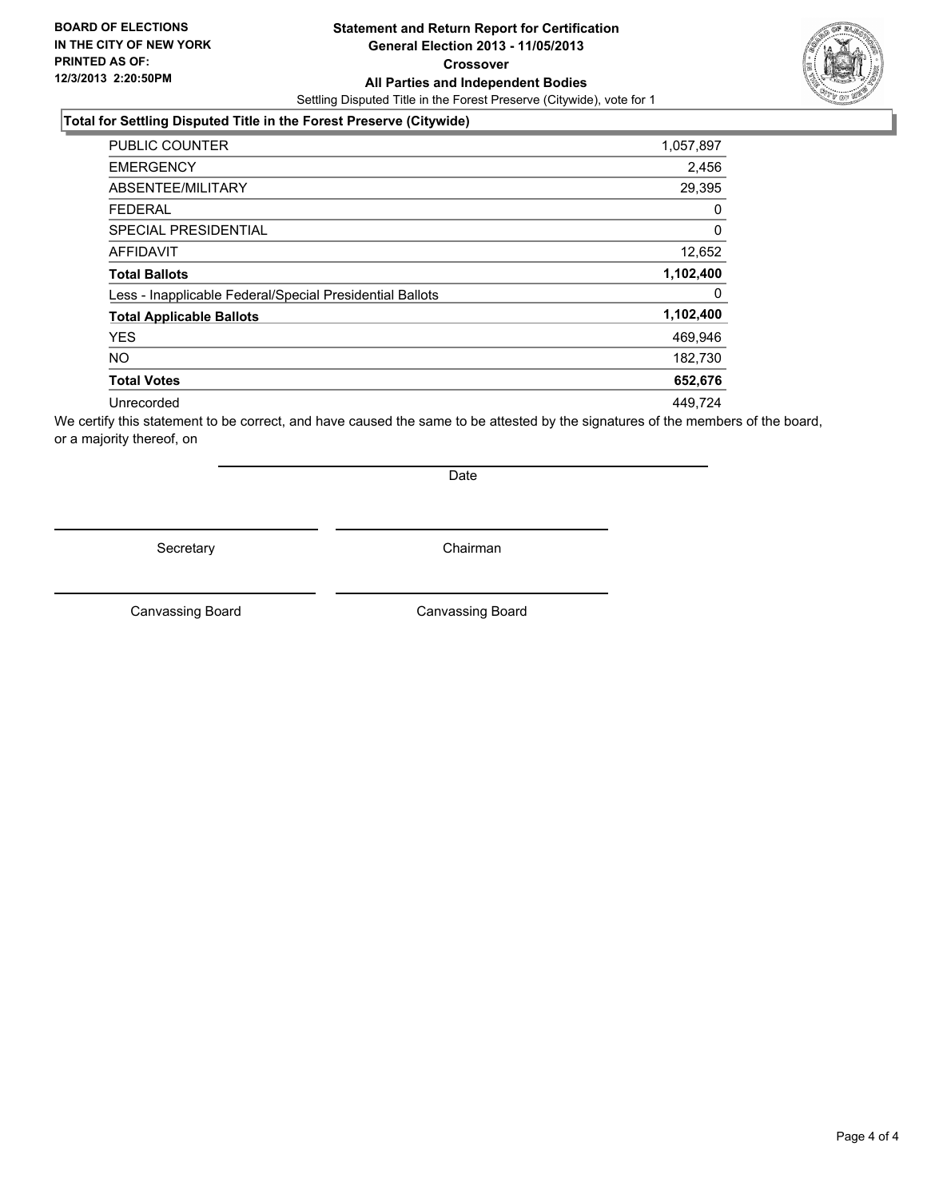**BOARD OF ELECTIONS**
**IN THE CITY OF NEW YORK**
**PRINTED AS OF:**
**12/3/2013 2:20:50PM**

**Statement and Return Report for Certification**
**General Election 2013 - 11/05/2013**
**Crossover**
**All Parties and Independent Bodies**
Settling Disputed Title in the Forest Preserve (Citywide), vote for 1

### Total for Settling Disputed Title in the Forest Preserve (Citywide)

| | |
|---|---|
| PUBLIC COUNTER | 1,057,897 |
| EMERGENCY | 2,456 |
| ABSENTEE/MILITARY | 29,395 |
| FEDERAL | 0 |
| SPECIAL PRESIDENTIAL | 0 |
| AFFIDAVIT | 12,652 |
| **Total Ballots** | **1,102,400** |
| Less - Inapplicable Federal/Special Presidential Ballots | 0 |
| **Total Applicable Ballots** | **1,102,400** |
| YES | 469,946 |
| NO | 182,730 |
| **Total Votes** | **652,676** |
| Unrecorded | 449,724 |

We certify this statement to be correct, and have caused the same to be attested by the signatures of the members of the board, or a majority thereof, on

Date

Secretary

Chairman

Canvassing Board

Canvassing Board